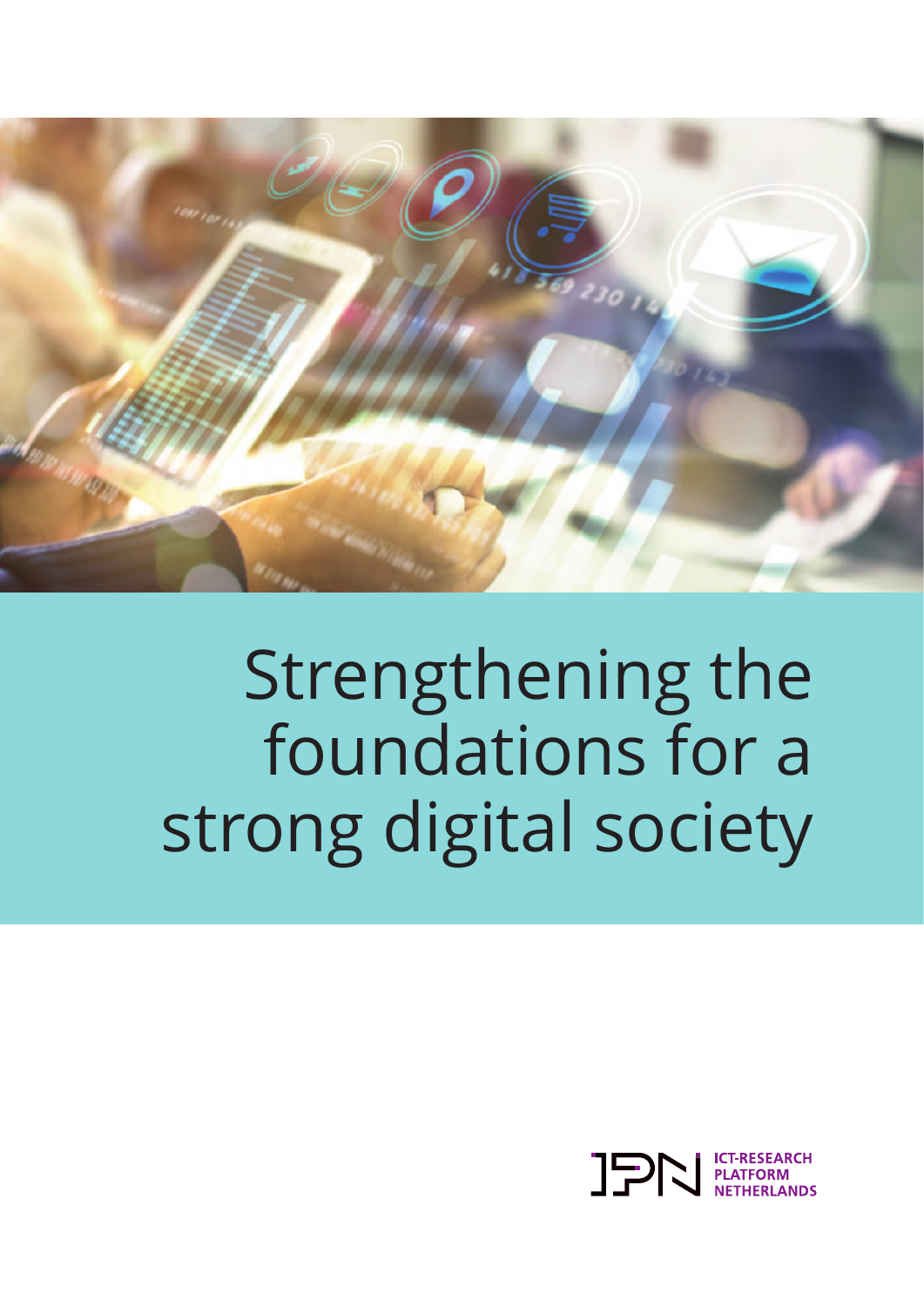# Strengthening the foundations for a strong digital society

ICT-RESEARCH PLATFORM NETHERLANDS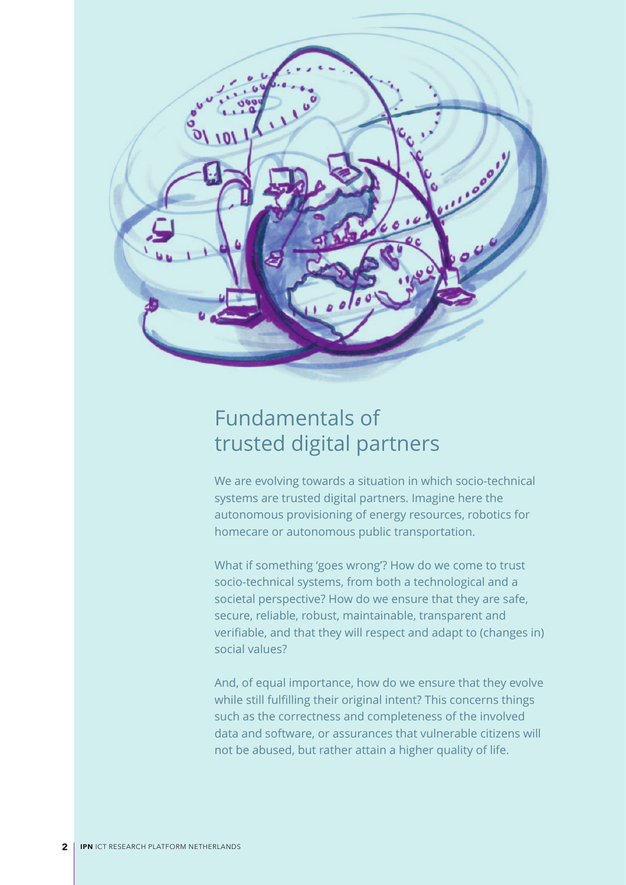# Fundamentals of trusted digital partners

We are evolving towards a situation in which socio-technical systems are trusted digital partners. Imagine here the autonomous provisioning of energy resources, robotics for homecare or autonomous public transportation.

What if something 'goes wrong'? How do we come to trust socio-technical systems, from both a technological and a societal perspective? How do we ensure that they are safe, secure, reliable, robust, maintainable, transparent and verifiable, and that they will respect and adapt to (changes in) social values?

And, of equal importance, how do we ensure that they evolve while still fulfilling their original intent? This concerns things such as the correctness and completeness of the involved data and software, or assurances that vulnerable citizens will not be abused, but rather attain a higher quality of life.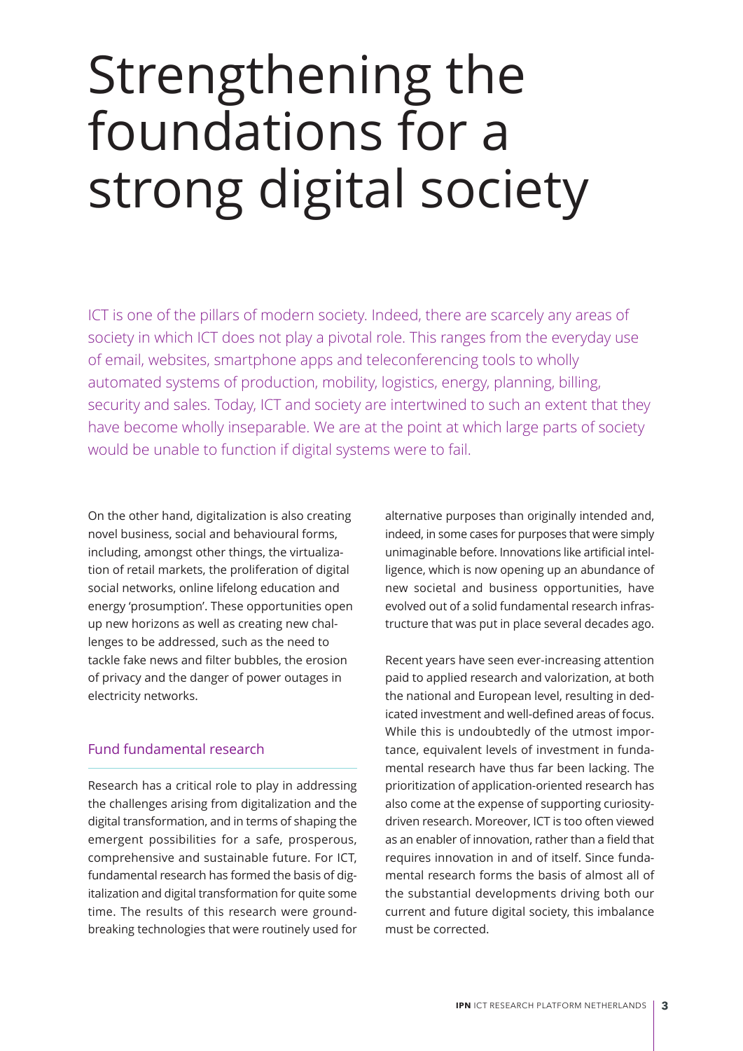# Strengthening the foundations for a strong digital society

ICT is one of the pillars of modern society. Indeed, there are scarcely any areas of society in which ICT does not play a pivotal role. This ranges from the everyday use of email, websites, smartphone apps and teleconferencing tools to wholly automated systems of production, mobility, logistics, energy, planning, billing, security and sales. Today, ICT and society are intertwined to such an extent that they have become wholly inseparable. We are at the point at which large parts of society would be unable to function if digital systems were to fail.

On the other hand, digitalization is also creating novel business, social and behavioural forms, including, amongst other things, the virtualization of retail markets, the proliferation of digital social networks, online lifelong education and energy 'prosumption'. These opportunities open up new horizons as well as creating new challenges to be addressed, such as the need to tackle fake news and filter bubbles, the erosion of privacy and the danger of power outages in electricity networks.

## Fund fundamental research

Research has a critical role to play in addressing the challenges arising from digitalization and the digital transformation, and in terms of shaping the emergent possibilities for a safe, prosperous, comprehensive and sustainable future. For ICT, fundamental research has formed the basis of digitalization and digital transformation for quite some time. The results of this research were groundbreaking technologies that were routinely used for alternative purposes than originally intended and, indeed, in some cases for purposes that were simply unimaginable before. Innovations like artificial intelligence, which is now opening up an abundance of new societal and business opportunities, have evolved out of a solid fundamental research infrastructure that was put in place several decades ago.

Recent years have seen ever-increasing attention paid to applied research and valorization, at both the national and European level, resulting in dedicated investment and well-defined areas of focus. While this is undoubtedly of the utmost importance, equivalent levels of investment in fundamental research have thus far been lacking. The prioritization of application-oriented research has also come at the expense of supporting curiosity-driven research. Moreover, ICT is too often viewed as an enabler of innovation, rather than a field that requires innovation in and of itself. Since fundamental research forms the basis of almost all of the substantial developments driving both our current and future digital society, this imbalance must be corrected.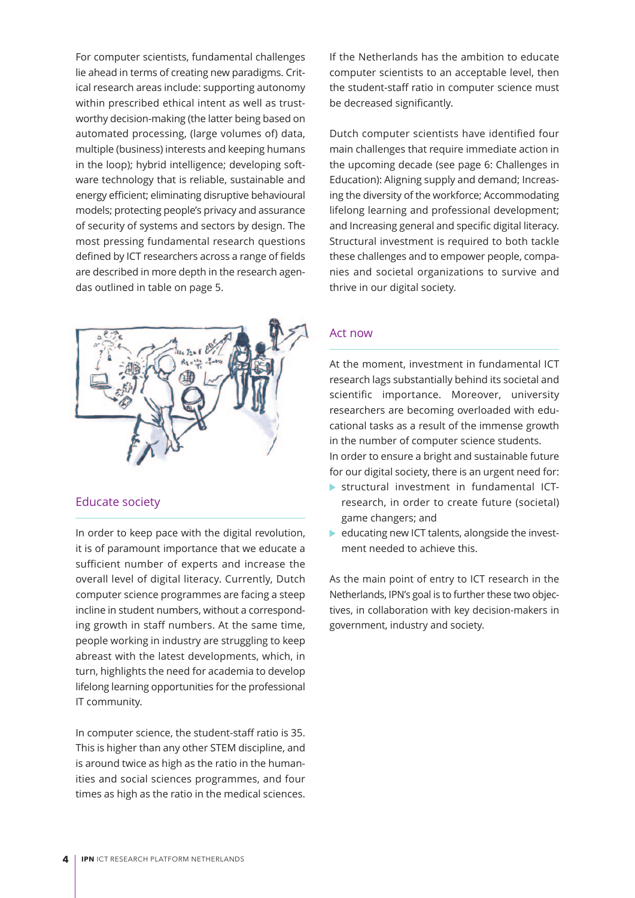For computer scientists, fundamental challenges lie ahead in terms of creating new paradigms. Critical research areas include: supporting autonomy within prescribed ethical intent as well as trustworthy decision-making (the latter being based on automated processing, (large volumes of) data, multiple (business) interests and keeping humans in the loop); hybrid intelligence; developing software technology that is reliable, sustainable and energy efficient; eliminating disruptive behavioural models; protecting people's privacy and assurance of security of systems and sectors by design. The most pressing fundamental research questions defined by ICT researchers across a range of fields are described in more depth in the research agendas outlined in table on page 5.

## Educate society

In order to keep pace with the digital revolution, it is of paramount importance that we educate a sufficient number of experts and increase the overall level of digital literacy. Currently, Dutch computer science programmes are facing a steep incline in student numbers, without a corresponding growth in staff numbers. At the same time, people working in industry are struggling to keep abreast with the latest developments, which, in turn, highlights the need for academia to develop lifelong learning opportunities for the professional IT community.

In computer science, the student-staff ratio is 35. This is higher than any other STEM discipline, and is around twice as high as the ratio in the humanities and social sciences programmes, and four times as high as the ratio in the medical sciences.

If the Netherlands has the ambition to educate computer scientists to an acceptable level, then the student-staff ratio in computer science must be decreased significantly.

Dutch computer scientists have identified four main challenges that require immediate action in the upcoming decade (see page 6: Challenges in Education): Aligning supply and demand; Increasing the diversity of the workforce; Accommodating lifelong learning and professional development; and Increasing general and specific digital literacy. Structural investment is required to both tackle these challenges and to empower people, companies and societal organizations to survive and thrive in our digital society.

## Act now

At the moment, investment in fundamental ICT research lags substantially behind its societal and scientific importance. Moreover, university researchers are becoming overloaded with educational tasks as a result of the immense growth in the number of computer science students.
In order to ensure a bright and sustainable future for our digital society, there is an urgent need for:

- structural investment in fundamental ICT-research, in order to create future (societal) game changers; and
- educating new ICT talents, alongside the investment needed to achieve this.

As the main point of entry to ICT research in the Netherlands, IPN's goal is to further these two objectives, in collaboration with key decision-makers in government, industry and society.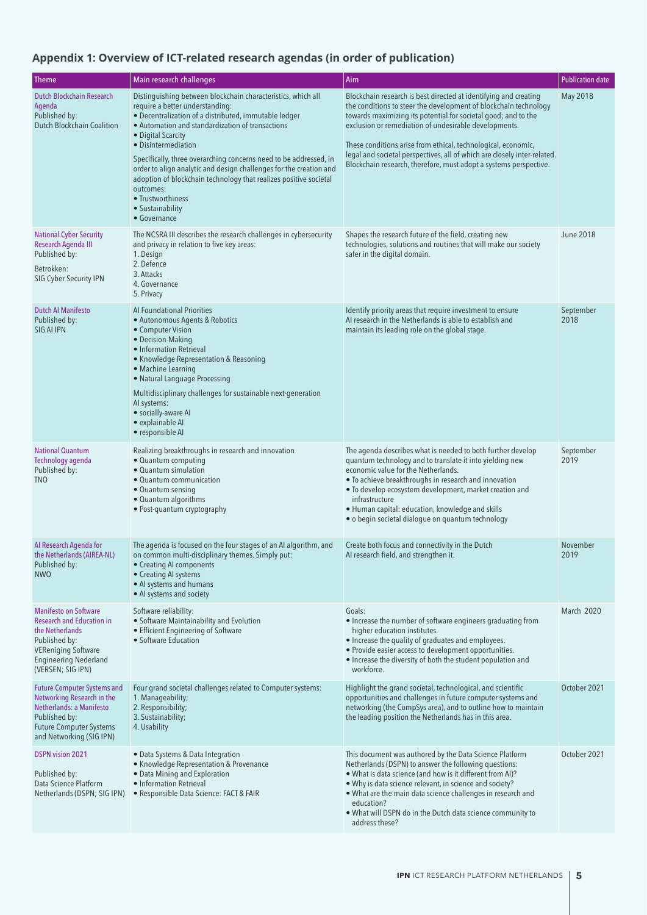## Appendix 1: Overview of ICT-related research agendas (in order of publication)

| Theme | Main research challenges | Aim | Publication date |
|---|---|---|---|
| Dutch Blockchain Research Agenda<br>Published by:<br>Dutch Blockchain Coalition | Distinguishing between blockchain characteristics, which all require a better understanding:<br>• Decentralization of a distributed, immutable ledger<br>• Automation and standardization of transactions<br>• Digital Scarcity<br>• Disintermediation<br>Specifically, three overarching concerns need to be addressed, in order to align analytic and design challenges for the creation and adoption of blockchain technology that realizes positive societal outcomes:<br>• Trustworthiness<br>• Sustainability<br>• Governance | Blockchain research is best directed at identifying and creating the conditions to steer the development of blockchain technology towards maximizing its potential for societal good; and to the exclusion or remediation of undesirable developments.<br>These conditions arise from ethical, technological, economic, legal and societal perspectives, all of which are closely inter-related. Blockchain research, therefore, must adopt a systems perspective. | May 2018 |
| National Cyber Security Research Agenda III<br>Published by:<br>Betrokken:<br>SIG Cyber Security IPN | The NCSRA III describes the research challenges in cybersecurity and privacy in relation to five key areas:<br>1. Design<br>2. Defence<br>3. Attacks<br>4. Governance<br>5. Privacy | Shapes the research future of the field, creating new technologies, solutions and routines that will make our society safer in the digital domain. | June 2018 |
| Dutch AI Manifesto<br>Published by:<br>SIG AI IPN | AI Foundational Priorities<br>• Autonomous Agents & Robotics<br>• Computer Vision<br>• Decision-Making<br>• Information Retrieval<br>• Knowledge Representation & Reasoning<br>• Machine Learning<br>• Natural Language Processing<br>Multidisciplinary challenges for sustainable next-generation AI systems:<br>• socially-aware AI<br>• explainable AI<br>• responsible AI | Identify priority areas that require investment to ensure AI research in the Netherlands is able to establish and maintain its leading role on the global stage. | September 2018 |
| National Quantum Technology agenda<br>Published by:<br>TNO | Realizing breakthroughs in research and innovation<br>• Quantum computing<br>• Quantum simulation<br>• Quantum communication<br>• Quantum sensing<br>• Quantum algorithms<br>• Post-quantum cryptography | The agenda describes what is needed to both further develop quantum technology and to translate it into yielding new economic value for the Netherlands.<br>• To achieve breakthroughs in research and innovation<br>• To develop ecosystem development, market creation and infrastructure<br>• Human capital: education, knowledge and skills<br>• o begin societal dialogue on quantum technology | September 2019 |
| AI Research Agenda for the Netherlands (AIREA-NL)<br>Published by:<br>NWO | The agenda is focused on the four stages of an AI algorithm, and on common multi-disciplinary themes. Simply put:<br>• Creating AI components<br>• Creating AI systems<br>• AI systems and humans<br>• AI systems and society | Create both focus and connectivity in the Dutch AI research field, and strengthen it. | November 2019 |
| Manifesto on Software Research and Education in the Netherlands<br>Published by:<br>VEReniging Software Engineering Nederland (VERSEN; SIG IPN) | Software reliability:<br>• Software Maintainability and Evolution<br>• Efficient Engineering of Software<br>• Software Education | Goals:<br>• Increase the number of software engineers graduating from higher education institutes.<br>• Increase the quality of graduates and employees.<br>• Provide easier access to development opportunities.<br>• Increase the diversity of both the student population and workforce. | March 2020 |
| Future Computer Systems and Networking Research in the Netherlands: a Manifesto<br>Published by:<br>Future Computer Systems and Networking (SIG IPN) | Four grand societal challenges related to Computer systems:<br>1. Manageability;<br>2. Responsibility;<br>3. Sustainability;<br>4. Usability | Highlight the grand societal, technological, and scientific opportunities and challenges in future computer systems and networking (the CompSys area), and to outline how to maintain the leading position the Netherlands has in this area. | October 2021 |
| DSPN vision 2021<br>Published by:<br>Data Science Platform Netherlands (DSPN; SIG IPN) | • Data Systems & Data Integration<br>• Knowledge Representation & Provenance<br>• Data Mining and Exploration<br>• Information Retrieval<br>• Responsible Data Science: FACT & FAIR | This document was authored by the Data Science Platform Netherlands (DSPN) to answer the following questions:<br>• What is data science (and how is it different from AI)?<br>• Why is data science relevant, in science and society?<br>• What are the main data science challenges in research and education?<br>• What will DSPN do in the Dutch data science community to address these? | October 2021 |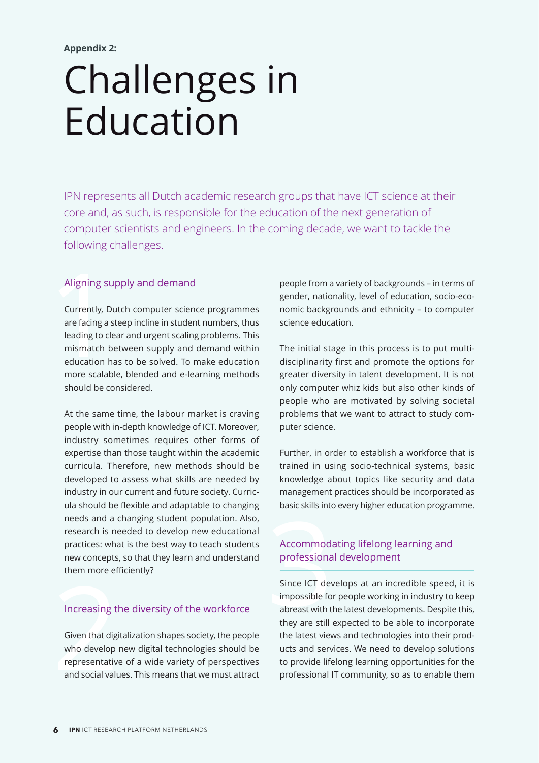**Appendix 2:**

# Challenges in Education

IPN represents all Dutch academic research groups that have ICT science at their core and, as such, is responsible for the education of the next generation of computer scientists and engineers. In the coming decade, we want to tackle the following challenges.

## 1 Aligning supply and demand

Currently, Dutch computer science programmes are facing a steep incline in student numbers, thus leading to clear and urgent scaling problems. This mismatch between supply and demand within education has to be solved. To make education more scalable, blended and e-learning methods should be considered.

At the same time, the labour market is craving people with in-depth knowledge of ICT. Moreover, industry sometimes requires other forms of expertise than those taught within the academic curricula. Therefore, new methods should be developed to assess what skills are needed by industry in our current and future society. Curricula should be flexible and adaptable to changing needs and a changing student population. Also, research is needed to develop new educational practices: what is the best way to teach students new concepts, so that they learn and understand them more efficiently?

## 2 Increasing the diversity of the workforce

Given that digitalization shapes society, the people who develop new digital technologies should be representative of a wide variety of perspectives and social values. This means that we must attract people from a variety of backgrounds – in terms of gender, nationality, level of education, socio-economic backgrounds and ethnicity – to computer science education.

The initial stage in this process is to put multidisciplinarity first and promote the options for greater diversity in talent development. It is not only computer whiz kids but also other kinds of people who are motivated by solving societal problems that we want to attract to study computer science.

Further, in order to establish a workforce that is trained in using socio-technical systems, basic knowledge about topics like security and data management practices should be incorporated as basic skills into every higher education programme.

## 3 Accommodating lifelong learning and professional development

Since ICT develops at an incredible speed, it is impossible for people working in industry to keep abreast with the latest developments. Despite this, they are still expected to be able to incorporate the latest views and technologies into their products and services. We need to develop solutions to provide lifelong learning opportunities for the professional IT community, so as to enable them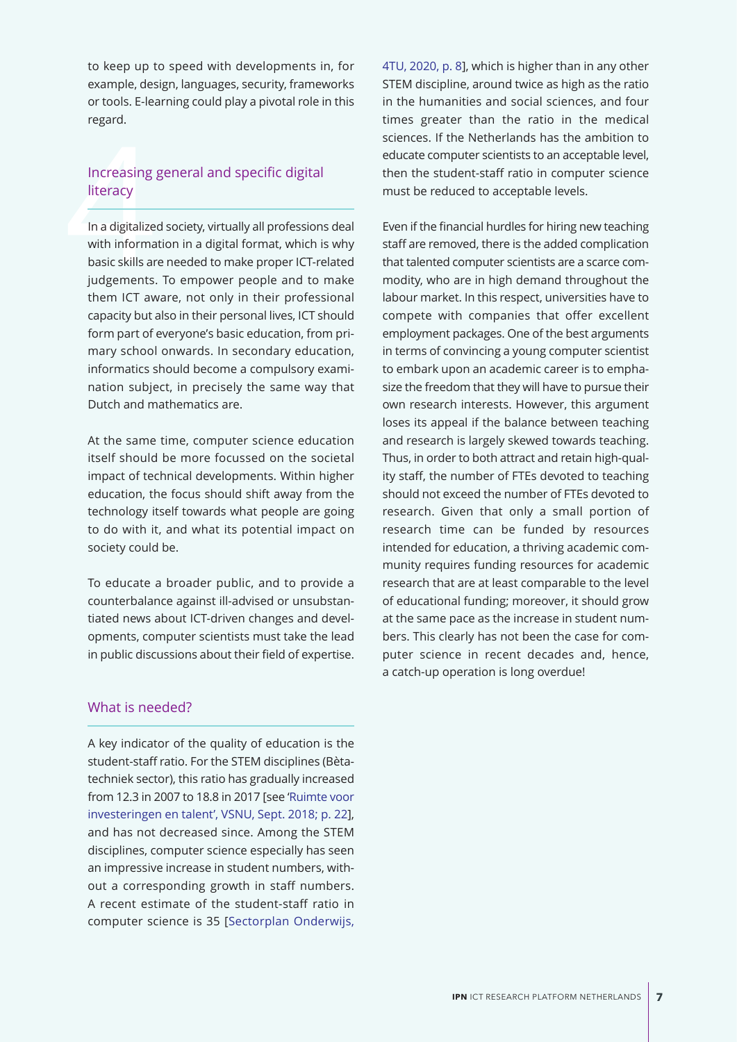to keep up to speed with developments in, for example, design, languages, security, frameworks or tools. E-learning could play a pivotal role in this regard.

## Increasing general and specific digital literacy

In a digitalized society, virtually all professions deal with information in a digital format, which is why basic skills are needed to make proper ICT-related judgements. To empower people and to make them ICT aware, not only in their professional capacity but also in their personal lives, ICT should form part of everyone's basic education, from primary school onwards. In secondary education, informatics should become a compulsory examination subject, in precisely the same way that Dutch and mathematics are.

At the same time, computer science education itself should be more focussed on the societal impact of technical developments. Within higher education, the focus should shift away from the technology itself towards what people are going to do with it, and what its potential impact on society could be.

To educate a broader public, and to provide a counterbalance against ill-advised or unsubstantiated news about ICT-driven changes and developments, computer scientists must take the lead in public discussions about their field of expertise.

## What is needed?

A key indicator of the quality of education is the student-staff ratio. For the STEM disciplines (Bètatechniek sector), this ratio has gradually increased from 12.3 in 2007 to 18.8 in 2017 [see 'Ruimte voor investeringen en talent', VSNU, Sept. 2018; p. 22], and has not decreased since. Among the STEM disciplines, computer science especially has seen an impressive increase in student numbers, without a corresponding growth in staff numbers. A recent estimate of the student-staff ratio in computer science is 35 [Sectorplan Onderwijs, 4TU, 2020, p. 8], which is higher than in any other STEM discipline, around twice as high as the ratio in the humanities and social sciences, and four times greater than the ratio in the medical sciences. If the Netherlands has the ambition to educate computer scientists to an acceptable level, then the student-staff ratio in computer science must be reduced to acceptable levels.

Even if the financial hurdles for hiring new teaching staff are removed, there is the added complication that talented computer scientists are a scarce commodity, who are in high demand throughout the labour market. In this respect, universities have to compete with companies that offer excellent employment packages. One of the best arguments in terms of convincing a young computer scientist to embark upon an academic career is to emphasize the freedom that they will have to pursue their own research interests. However, this argument loses its appeal if the balance between teaching and research is largely skewed towards teaching. Thus, in order to both attract and retain high-quality staff, the number of FTEs devoted to teaching should not exceed the number of FTEs devoted to research. Given that only a small portion of research time can be funded by resources intended for education, a thriving academic community requires funding resources for academic research that are at least comparable to the level of educational funding; moreover, it should grow at the same pace as the increase in student numbers. This clearly has not been the case for computer science in recent decades and, hence, a catch-up operation is long overdue!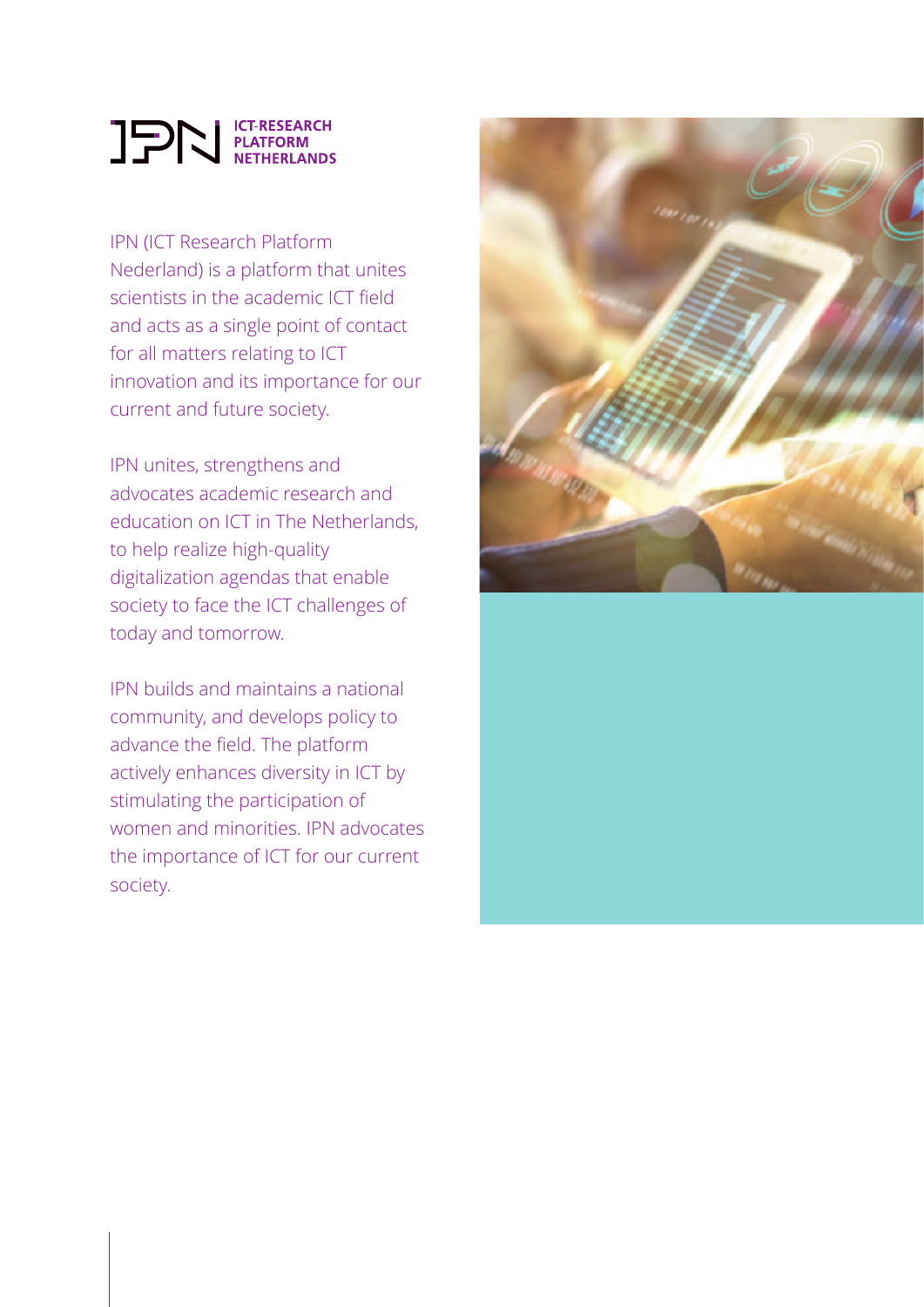ICT-RESEARCH PLATFORM NETHERLANDS

IPN (ICT Research Platform Nederland) is a platform that unites scientists in the academic ICT field and acts as a single point of contact for all matters relating to ICT innovation and its importance for our current and future society.

IPN unites, strengthens and advocates academic research and education on ICT in The Netherlands, to help realize high-quality digitalization agendas that enable society to face the ICT challenges of today and tomorrow.

IPN builds and maintains a national community, and develops policy to advance the field. The platform actively enhances diversity in ICT by stimulating the participation of women and minorities. IPN advocates the importance of ICT for our current society.